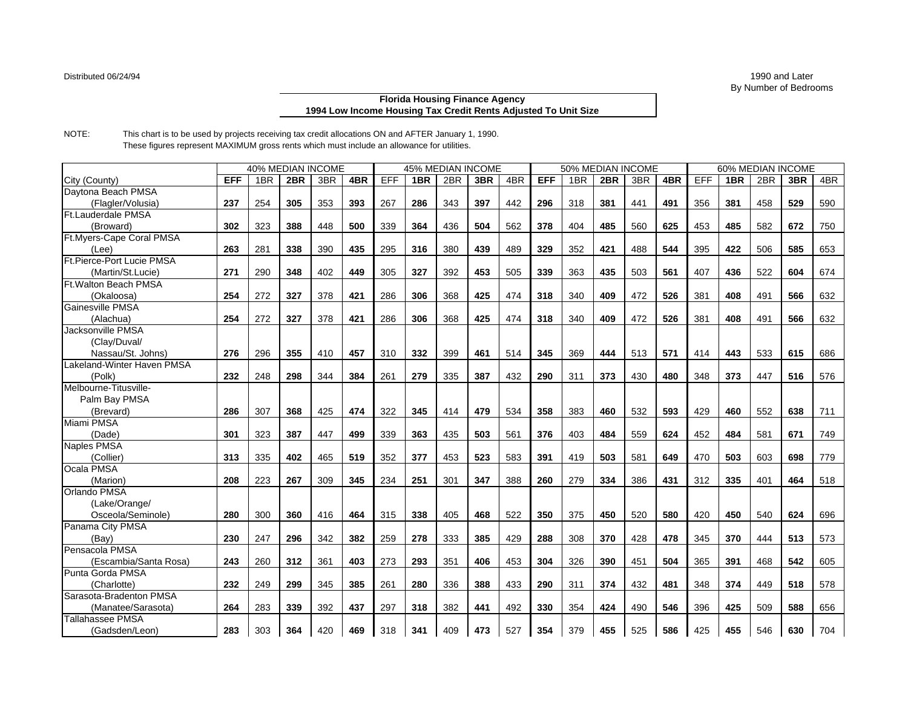Distributed 06/24/94

1990 and Later
By Number of Bedrooms

**Florida Housing Finance Agency**
**1994 Low Income Housing Tax Credit Rents Adjusted To Unit Size**

NOTE: This chart is to be used by projects receiving tax credit allocations ON and AFTER January 1, 1990. These figures represent MAXIMUM gross rents which must include an allowance for utilities.

| | 40% MEDIAN INCOME | | | | | 45% MEDIAN INCOME | | | | | 50% MEDIAN INCOME | | | | | 60% MEDIAN INCOME | | | | |
|---|---|---|---|---|---|---|---|---|---|---|---|---|---|---|---|---|---|---|---|---|
| City (County) | **EFF** | 1BR | **2BR** | 3BR | **4BR** | EFF | **1BR** | 2BR | **3BR** | 4BR | **EFF** | 1BR | **2BR** | 3BR | **4BR** | EFF | **1BR** | 2BR | **3BR** | 4BR |
| Daytona Beach PMSA (Flagler/Volusia) | **237** | 254 | **305** | 353 | **393** | 267 | **286** | 343 | **397** | 442 | **296** | 318 | **381** | 441 | **491** | 356 | **381** | 458 | **529** | 590 |
| Ft.Lauderdale PMSA (Broward) | **302** | 323 | **388** | 448 | **500** | 339 | **364** | 436 | **504** | 562 | **378** | 404 | **485** | 560 | **625** | 453 | **485** | 582 | **672** | 750 |
| Ft.Myers-Cape Coral PMSA (Lee) | **263** | 281 | **338** | 390 | **435** | 295 | **316** | 380 | **439** | 489 | **329** | 352 | **421** | 488 | **544** | 395 | **422** | 506 | **585** | 653 |
| Ft.Pierce-Port Lucie PMSA (Martin/St.Lucie) | **271** | 290 | **348** | 402 | **449** | 305 | **327** | 392 | **453** | 505 | **339** | 363 | **435** | 503 | **561** | 407 | **436** | 522 | **604** | 674 |
| Ft.Walton Beach PMSA (Okaloosa) | **254** | 272 | **327** | 378 | **421** | 286 | **306** | 368 | **425** | 474 | **318** | 340 | **409** | 472 | **526** | 381 | **408** | 491 | **566** | 632 |
| Gainesville PMSA (Alachua) | **254** | 272 | **327** | 378 | **421** | 286 | **306** | 368 | **425** | 474 | **318** | 340 | **409** | 472 | **526** | 381 | **408** | 491 | **566** | 632 |
| Jacksonville PMSA (Clay/Duval/ Nassau/St. Johns) | **276** | 296 | **355** | 410 | **457** | 310 | **332** | 399 | **461** | 514 | **345** | 369 | **444** | 513 | **571** | 414 | **443** | 533 | **615** | 686 |
| Lakeland-Winter Haven PMSA (Polk) | **232** | 248 | **298** | 344 | **384** | 261 | **279** | 335 | **387** | 432 | **290** | 311 | **373** | 430 | **480** | 348 | **373** | 447 | **516** | 576 |
| Melbourne-Titusville- Palm Bay PMSA (Brevard) | **286** | 307 | **368** | 425 | **474** | 322 | **345** | 414 | **479** | 534 | **358** | 383 | **460** | 532 | **593** | 429 | **460** | 552 | **638** | 711 |
| Miami PMSA (Dade) | **301** | 323 | **387** | 447 | **499** | 339 | **363** | 435 | **503** | 561 | **376** | 403 | **484** | 559 | **624** | 452 | **484** | 581 | **671** | 749 |
| Naples PMSA (Collier) | **313** | 335 | **402** | 465 | **519** | 352 | **377** | 453 | **523** | 583 | **391** | 419 | **503** | 581 | **649** | 470 | **503** | 603 | **698** | 779 |
| Ocala PMSA (Marion) | **208** | 223 | **267** | 309 | **345** | 234 | **251** | 301 | **347** | 388 | **260** | 279 | **334** | 386 | **431** | 312 | **335** | 401 | **464** | 518 |
| Orlando PMSA (Lake/Orange/ Osceola/Seminole) | **280** | 300 | **360** | 416 | **464** | 315 | **338** | 405 | **468** | 522 | **350** | 375 | **450** | 520 | **580** | 420 | **450** | 540 | **624** | 696 |
| Panama City PMSA (Bay) | **230** | 247 | **296** | 342 | **382** | 259 | **278** | 333 | **385** | 429 | **288** | 308 | **370** | 428 | **478** | 345 | **370** | 444 | **513** | 573 |
| Pensacola PMSA (Escambia/Santa Rosa) | **243** | 260 | **312** | 361 | **403** | 273 | **293** | 351 | **406** | 453 | **304** | 326 | **390** | 451 | **504** | 365 | **391** | 468 | **542** | 605 |
| Punta Gorda PMSA (Charlotte) | **232** | 249 | **299** | 345 | **385** | 261 | **280** | 336 | **388** | 433 | **290** | 311 | **374** | 432 | **481** | 348 | **374** | 449 | **518** | 578 |
| Sarasota-Bradenton PMSA (Manatee/Sarasota) | **264** | 283 | **339** | 392 | **437** | 297 | **318** | 382 | **441** | 492 | **330** | 354 | **424** | 490 | **546** | 396 | **425** | 509 | **588** | 656 |
| Tallahassee PMSA (Gadsden/Leon) | **283** | 303 | **364** | 420 | **469** | 318 | **341** | 409 | **473** | 527 | **354** | 379 | **455** | 525 | **586** | 425 | **455** | 546 | **630** | 704 |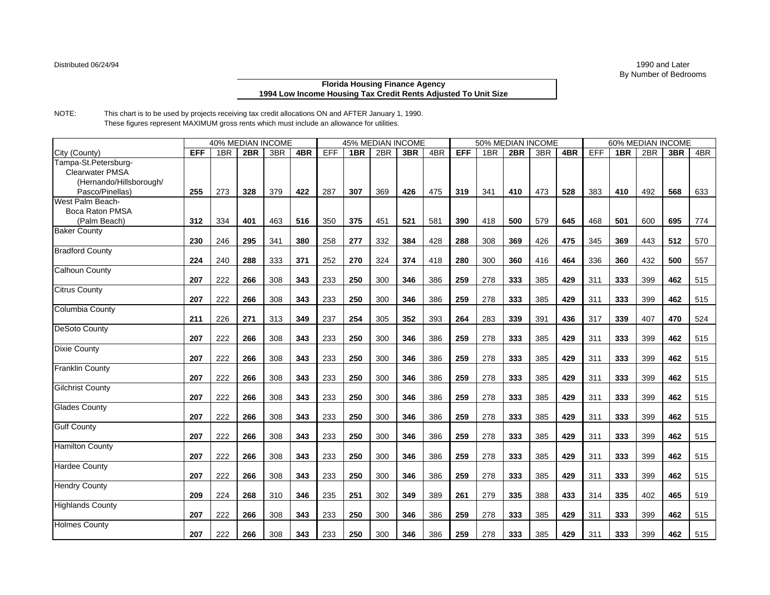Distributed 06/24/94

1990 and Later
By Number of Bedrooms

**Florida Housing Finance Agency**
**1994 Low Income Housing Tax Credit Rents Adjusted To Unit Size**

NOTE: This chart is to be used by projects receiving tax credit allocations ON and AFTER January 1, 1990.
These figures represent MAXIMUM gross rents which must include an allowance for utilities.

| | 40% MEDIAN INCOME | | | | | 45% MEDIAN INCOME | | | | | 50% MEDIAN INCOME | | | | | 60% MEDIAN INCOME | | | | |
|---|---|---|---|---|---|---|---|---|---|---|---|---|---|---|---|---|---|---|---|---|
| City (County) | **EFF** | 1BR | **2BR** | 3BR | **4BR** | EFF | **1BR** | 2BR | **3BR** | 4BR | **EFF** | 1BR | **2BR** | 3BR | **4BR** | EFF | **1BR** | 2BR | **3BR** | 4BR |
| Tampa-St.Petersburg- Clearwater PMSA (Hernando/Hillsborough/ Pasco/Pinellas) | **255** | 273 | **328** | 379 | **422** | 287 | **307** | 369 | **426** | 475 | **319** | 341 | **410** | 473 | **528** | 383 | **410** | 492 | **568** | 633 |
| West Palm Beach- Boca Raton PMSA (Palm Beach) | **312** | 334 | **401** | 463 | **516** | 350 | **375** | 451 | **521** | 581 | **390** | 418 | **500** | 579 | **645** | 468 | **501** | 600 | **695** | 774 |
| Baker County | **230** | 246 | **295** | 341 | **380** | 258 | **277** | 332 | **384** | 428 | **288** | 308 | **369** | 426 | **475** | 345 | **369** | 443 | **512** | 570 |
| Bradford County | **224** | 240 | **288** | 333 | **371** | 252 | **270** | 324 | **374** | 418 | **280** | 300 | **360** | 416 | **464** | 336 | **360** | 432 | **500** | 557 |
| Calhoun County | **207** | 222 | **266** | 308 | **343** | 233 | **250** | 300 | **346** | 386 | **259** | 278 | **333** | 385 | **429** | 311 | **333** | 399 | **462** | 515 |
| Citrus County | **207** | 222 | **266** | 308 | **343** | 233 | **250** | 300 | **346** | 386 | **259** | 278 | **333** | 385 | **429** | 311 | **333** | 399 | **462** | 515 |
| Columbia County | **211** | 226 | **271** | 313 | **349** | 237 | **254** | 305 | **352** | 393 | **264** | 283 | **339** | 391 | **436** | 317 | **339** | 407 | **470** | 524 |
| DeSoto County | **207** | 222 | **266** | 308 | **343** | 233 | **250** | 300 | **346** | 386 | **259** | 278 | **333** | 385 | **429** | 311 | **333** | 399 | **462** | 515 |
| Dixie County | **207** | 222 | **266** | 308 | **343** | 233 | **250** | 300 | **346** | 386 | **259** | 278 | **333** | 385 | **429** | 311 | **333** | 399 | **462** | 515 |
| Franklin County | **207** | 222 | **266** | 308 | **343** | 233 | **250** | 300 | **346** | 386 | **259** | 278 | **333** | 385 | **429** | 311 | **333** | 399 | **462** | 515 |
| Gilchrist County | **207** | 222 | **266** | 308 | **343** | 233 | **250** | 300 | **346** | 386 | **259** | 278 | **333** | 385 | **429** | 311 | **333** | 399 | **462** | 515 |
| Glades County | **207** | 222 | **266** | 308 | **343** | 233 | **250** | 300 | **346** | 386 | **259** | 278 | **333** | 385 | **429** | 311 | **333** | 399 | **462** | 515 |
| Gulf County | **207** | 222 | **266** | 308 | **343** | 233 | **250** | 300 | **346** | 386 | **259** | 278 | **333** | 385 | **429** | 311 | **333** | 399 | **462** | 515 |
| Hamilton County | **207** | 222 | **266** | 308 | **343** | 233 | **250** | 300 | **346** | 386 | **259** | 278 | **333** | 385 | **429** | 311 | **333** | 399 | **462** | 515 |
| Hardee County | **207** | 222 | **266** | 308 | **343** | 233 | **250** | 300 | **346** | 386 | **259** | 278 | **333** | 385 | **429** | 311 | **333** | 399 | **462** | 515 |
| Hendry County | **209** | 224 | **268** | 310 | **346** | 235 | **251** | 302 | **349** | 389 | **261** | 279 | **335** | 388 | **433** | 314 | **335** | 402 | **465** | 519 |
| Highlands County | **207** | 222 | **266** | 308 | **343** | 233 | **250** | 300 | **346** | 386 | **259** | 278 | **333** | 385 | **429** | 311 | **333** | 399 | **462** | 515 |
| Holmes County | **207** | 222 | **266** | 308 | **343** | 233 | **250** | 300 | **346** | 386 | **259** | 278 | **333** | 385 | **429** | 311 | **333** | 399 | **462** | 515 |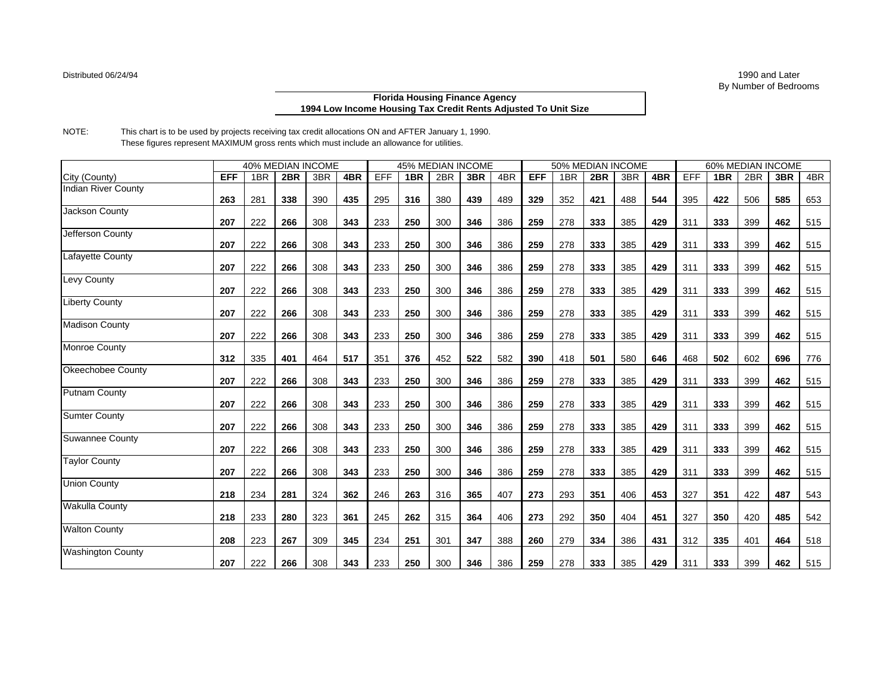Distributed 06/24/94

1990 and Later
By Number of Bedrooms

**Florida Housing Finance Agency**
**1994 Low Income Housing Tax Credit Rents Adjusted To Unit Size**

NOTE: This chart is to be used by projects receiving tax credit allocations ON and AFTER January 1, 1990.
These figures represent MAXIMUM gross rents which must include an allowance for utilities.

| | 40% MEDIAN INCOME | | | | | 45% MEDIAN INCOME | | | | | 50% MEDIAN INCOME | | | | | 60% MEDIAN INCOME | | | | |
|---|---|---|---|---|---|---|---|---|---|---|---|---|---|---|---|---|---|---|---|---|
| City (County) | **EFF** | 1BR | **2BR** | 3BR | **4BR** | EFF | **1BR** | 2BR | **3BR** | 4BR | **EFF** | 1BR | **2BR** | 3BR | **4BR** | EFF | **1BR** | 2BR | **3BR** | 4BR |
| Indian River County | **263** | 281 | **338** | 390 | **435** | 295 | **316** | 380 | **439** | 489 | **329** | 352 | **421** | 488 | **544** | 395 | **422** | 506 | **585** | 653 |
| Jackson County | **207** | 222 | **266** | 308 | **343** | 233 | **250** | 300 | **346** | 386 | **259** | 278 | **333** | 385 | **429** | 311 | **333** | 399 | **462** | 515 |
| Jefferson County | **207** | 222 | **266** | 308 | **343** | 233 | **250** | 300 | **346** | 386 | **259** | 278 | **333** | 385 | **429** | 311 | **333** | 399 | **462** | 515 |
| Lafayette County | **207** | 222 | **266** | 308 | **343** | 233 | **250** | 300 | **346** | 386 | **259** | 278 | **333** | 385 | **429** | 311 | **333** | 399 | **462** | 515 |
| Levy County | **207** | 222 | **266** | 308 | **343** | 233 | **250** | 300 | **346** | 386 | **259** | 278 | **333** | 385 | **429** | 311 | **333** | 399 | **462** | 515 |
| Liberty County | **207** | 222 | **266** | 308 | **343** | 233 | **250** | 300 | **346** | 386 | **259** | 278 | **333** | 385 | **429** | 311 | **333** | 399 | **462** | 515 |
| Madison County | **207** | 222 | **266** | 308 | **343** | 233 | **250** | 300 | **346** | 386 | **259** | 278 | **333** | 385 | **429** | 311 | **333** | 399 | **462** | 515 |
| Monroe County | **312** | 335 | **401** | 464 | **517** | 351 | **376** | 452 | **522** | 582 | **390** | 418 | **501** | 580 | **646** | 468 | **502** | 602 | **696** | 776 |
| Okeechobee County | **207** | 222 | **266** | 308 | **343** | 233 | **250** | 300 | **346** | 386 | **259** | 278 | **333** | 385 | **429** | 311 | **333** | 399 | **462** | 515 |
| Putnam County | **207** | 222 | **266** | 308 | **343** | 233 | **250** | 300 | **346** | 386 | **259** | 278 | **333** | 385 | **429** | 311 | **333** | 399 | **462** | 515 |
| Sumter County | **207** | 222 | **266** | 308 | **343** | 233 | **250** | 300 | **346** | 386 | **259** | 278 | **333** | 385 | **429** | 311 | **333** | 399 | **462** | 515 |
| Suwannee County | **207** | 222 | **266** | 308 | **343** | 233 | **250** | 300 | **346** | 386 | **259** | 278 | **333** | 385 | **429** | 311 | **333** | 399 | **462** | 515 |
| Taylor County | **207** | 222 | **266** | 308 | **343** | 233 | **250** | 300 | **346** | 386 | **259** | 278 | **333** | 385 | **429** | 311 | **333** | 399 | **462** | 515 |
| Union County | **218** | 234 | **281** | 324 | **362** | 246 | **263** | 316 | **365** | 407 | **273** | 293 | **351** | 406 | **453** | 327 | **351** | 422 | **487** | 543 |
| Wakulla County | **218** | 233 | **280** | 323 | **361** | 245 | **262** | 315 | **364** | 406 | **273** | 292 | **350** | 404 | **451** | 327 | **350** | 420 | **485** | 542 |
| Walton County | **208** | 223 | **267** | 309 | **345** | 234 | **251** | 301 | **347** | 388 | **260** | 279 | **334** | 386 | **431** | 312 | **335** | 401 | **464** | 518 |
| Washington County | **207** | 222 | **266** | 308 | **343** | 233 | **250** | 300 | **346** | 386 | **259** | 278 | **333** | 385 | **429** | 311 | **333** | 399 | **462** | 515 |